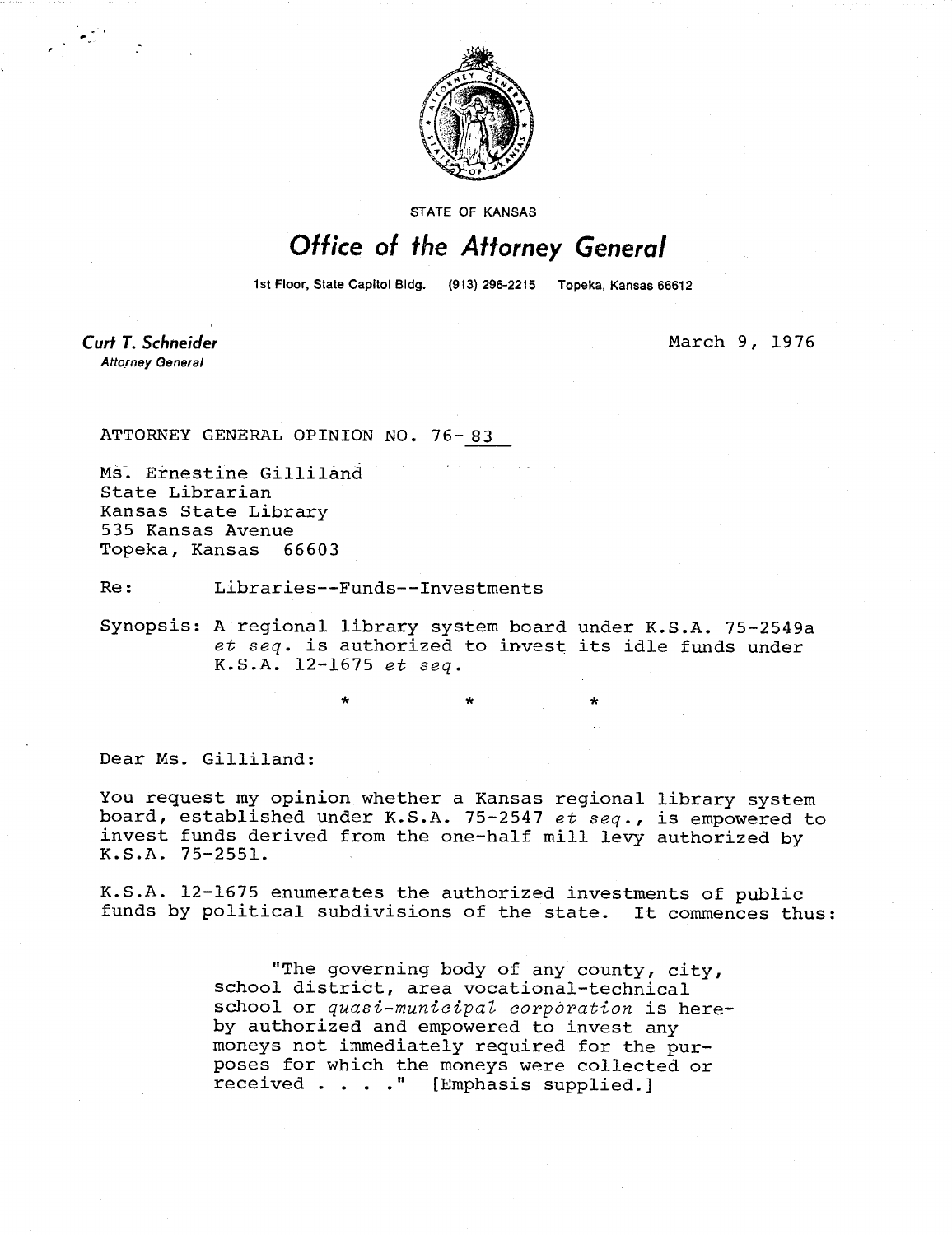STATE OF KANSAS

# Office of the Attorney General

1st Floor, State Capitol Bldg. (913) 296-2215 Topeka, Kansas 66612

**Curt T. Schneider**
*Attorney General*

March 9, 1976

ATTORNEY GENERAL OPINION NO. 76-83

Ms. Ernestine Gilliland
State Librarian
Kansas State Library
535 Kansas Avenue
Topeka, Kansas 66603

Re: Libraries--Funds--Investments

Synopsis: A regional library system board under K.S.A. 75-2549a *et seq.* is authorized to invest its idle funds under K.S.A. 12-1675 *et seq.*

\* \* \*

Dear Ms. Gilliland:

You request my opinion whether a Kansas regional library system board, established under K.S.A. 75-2547 *et seq.*, is empowered to invest funds derived from the one-half mill levy authorized by K.S.A. 75-2551.

K.S.A. 12-1675 enumerates the authorized investments of public funds by political subdivisions of the state. It commences thus:

> "The governing body of any county, city, school district, area vocational-technical school or *quasi-municipal corporation* is hereby authorized and empowered to invest any moneys not immediately required for the purposes for which the moneys were collected or received . . . ." [Emphasis supplied.]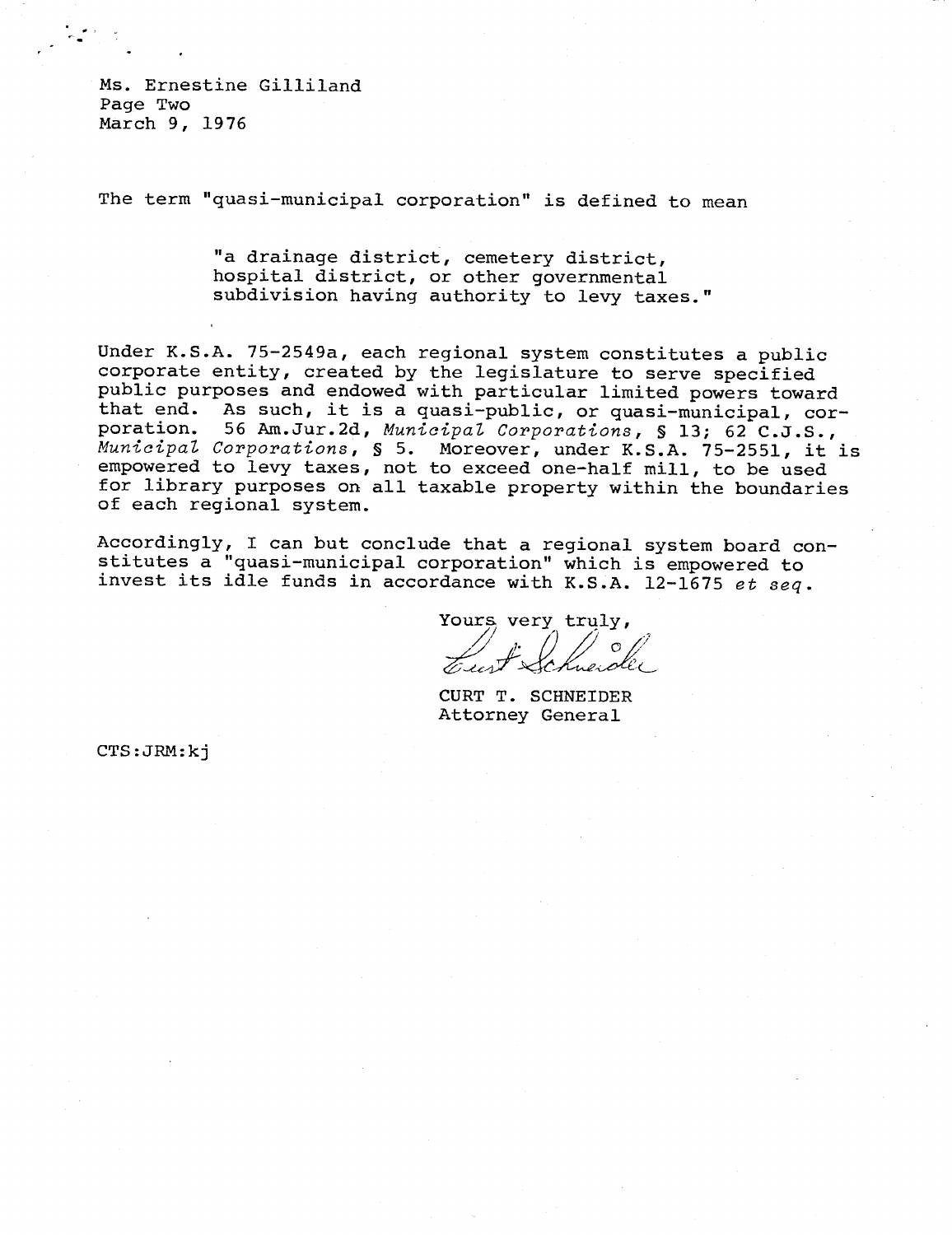Ms. Ernestine Gilliland
Page Two
March 9, 1976

The term "quasi-municipal corporation" is defined to mean

> "a drainage district, cemetery district, hospital district, or other governmental subdivision having authority to levy taxes."

Under K.S.A. 75-2549a, each regional system constitutes a public corporate entity, created by the legislature to serve specified public purposes and endowed with particular limited powers toward that end. As such, it is a quasi-public, or quasi-municipal, corporation. 56 Am.Jur.2d, *Municipal Corporations*, § 13; 62 C.J.S., *Municipal Corporations*, § 5. Moreover, under K.S.A. 75-2551, it is empowered to levy taxes, not to exceed one-half mill, to be used for library purposes on all taxable property within the boundaries of each regional system.

Accordingly, I can but conclude that a regional system board constitutes a "quasi-municipal corporation" which is empowered to invest its idle funds in accordance with K.S.A. 12-1675 *et seq*.

Yours very truly,

Curt Schneider

CURT T. SCHNEIDER
Attorney General

CTS:JRM:kj